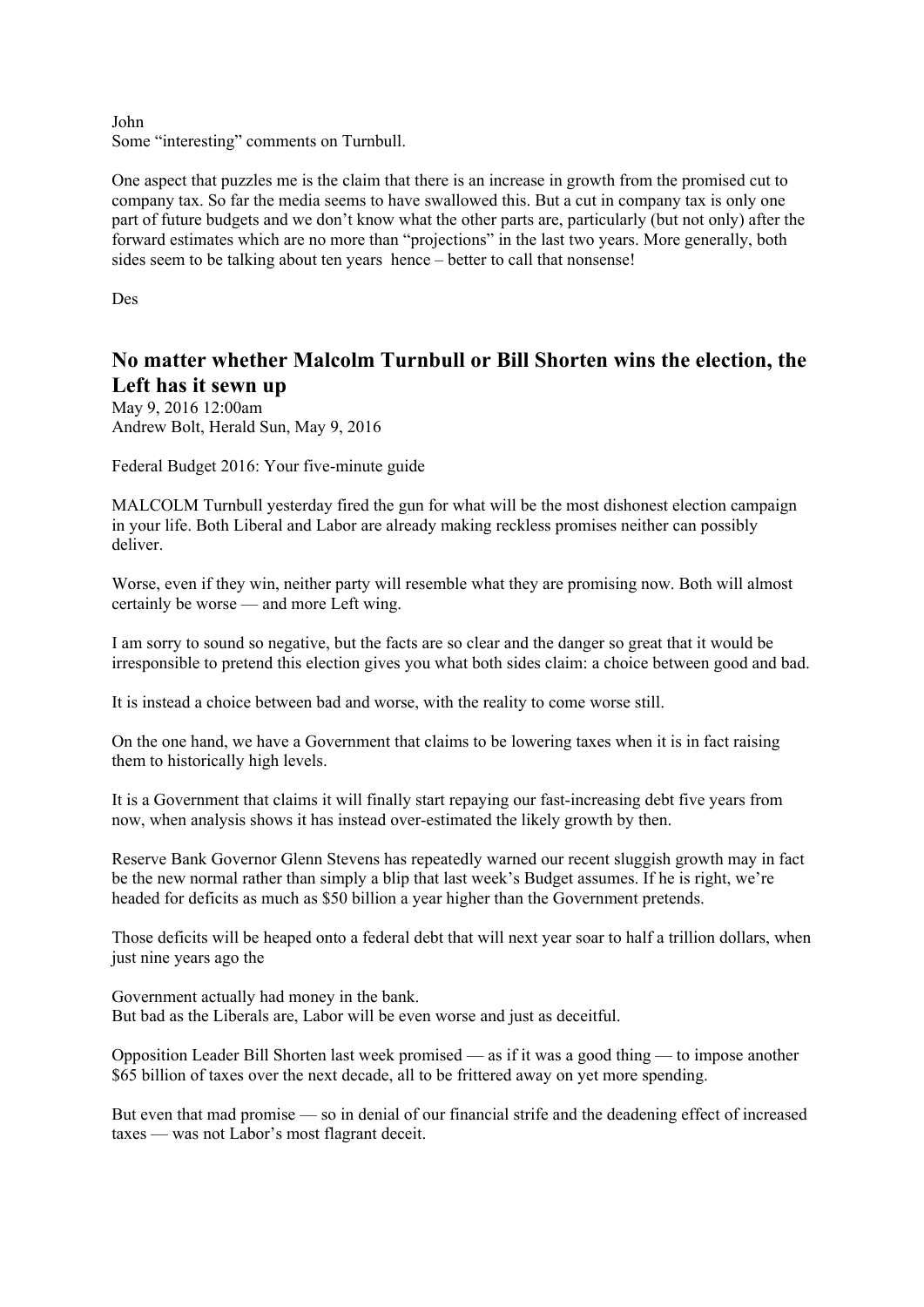John
Some “interesting” comments on Turnbull.

One aspect that puzzles me is the claim that there is an increase in growth from the promised cut to company tax. So far the media seems to have swallowed this. But a cut in company tax is only one part of future budgets and we don’t know what the other parts are, particularly (but not only) after the forward estimates which are no more than “projections” in the last two years. More generally, both sides seem to be talking about ten years hence – better to call that nonsense!

Des

## No matter whether Malcolm Turnbull or Bill Shorten wins the election, the Left has it sewn up

May 9, 2016 12:00am
Andrew Bolt, Herald Sun, May 9, 2016

Federal Budget 2016: Your five-minute guide

MALCOLM Turnbull yesterday fired the gun for what will be the most dishonest election campaign in your life. Both Liberal and Labor are already making reckless promises neither can possibly deliver.

Worse, even if they win, neither party will resemble what they are promising now. Both will almost certainly be worse — and more Left wing.

I am sorry to sound so negative, but the facts are so clear and the danger so great that it would be irresponsible to pretend this election gives you what both sides claim: a choice between good and bad.

It is instead a choice between bad and worse, with the reality to come worse still.

On the one hand, we have a Government that claims to be lowering taxes when it is in fact raising them to historically high levels.

It is a Government that claims it will finally start repaying our fast-increasing debt five years from now, when analysis shows it has instead over-estimated the likely growth by then.

Reserve Bank Governor Glenn Stevens has repeatedly warned our recent sluggish growth may in fact be the new normal rather than simply a blip that last week’s Budget assumes. If he is right, we’re headed for deficits as much as $50 billion a year higher than the Government pretends.

Those deficits will be heaped onto a federal debt that will next year soar to half a trillion dollars, when just nine years ago the

Government actually had money in the bank.
But bad as the Liberals are, Labor will be even worse and just as deceitful.

Opposition Leader Bill Shorten last week promised — as if it was a good thing — to impose another $65 billion of taxes over the next decade, all to be frittered away on yet more spending.

But even that mad promise — so in denial of our financial strife and the deadening effect of increased taxes — was not Labor’s most flagrant deceit.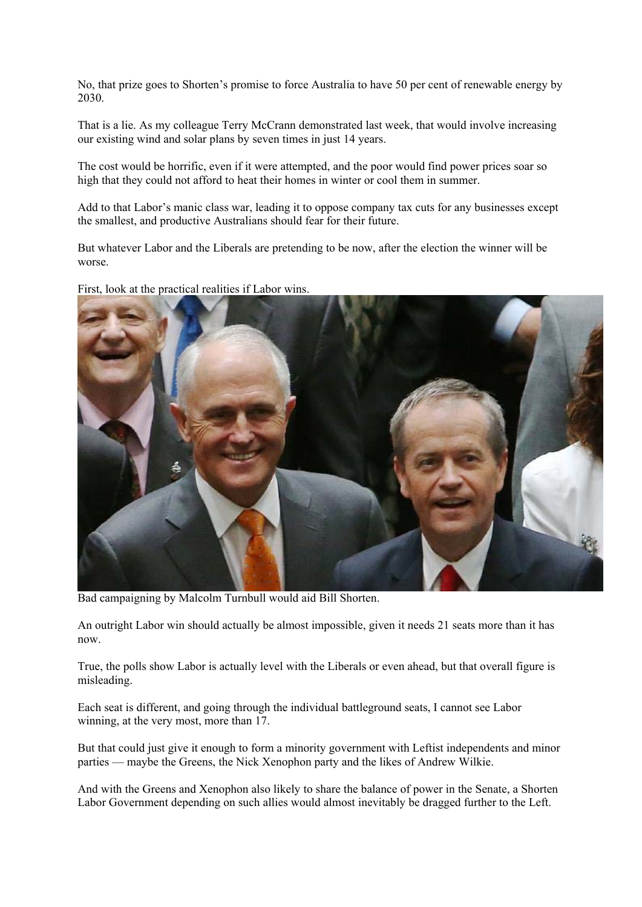No, that prize goes to Shorten's promise to force Australia to have 50 per cent of renewable energy by 2030.

That is a lie. As my colleague Terry McCrann demonstrated last week, that would involve increasing our existing wind and solar plans by seven times in just 14 years.

The cost would be horrific, even if it were attempted, and the poor would find power prices soar so high that they could not afford to heat their homes in winter or cool them in summer.

Add to that Labor's manic class war, leading it to oppose company tax cuts for any businesses except the smallest, and productive Australians should fear for their future.

But whatever Labor and the Liberals are pretending to be now, after the election the winner will be worse.

First, look at the practical realities if Labor wins.

Bad campaigning by Malcolm Turnbull would aid Bill Shorten.

An outright Labor win should actually be almost impossible, given it needs 21 seats more than it has now.

True, the polls show Labor is actually level with the Liberals or even ahead, but that overall figure is misleading.

Each seat is different, and going through the individual battleground seats, I cannot see Labor winning, at the very most, more than 17.

But that could just give it enough to form a minority government with Leftist independents and minor parties — maybe the Greens, the Nick Xenophon party and the likes of Andrew Wilkie.

And with the Greens and Xenophon also likely to share the balance of power in the Senate, a Shorten Labor Government depending on such allies would almost inevitably be dragged further to the Left.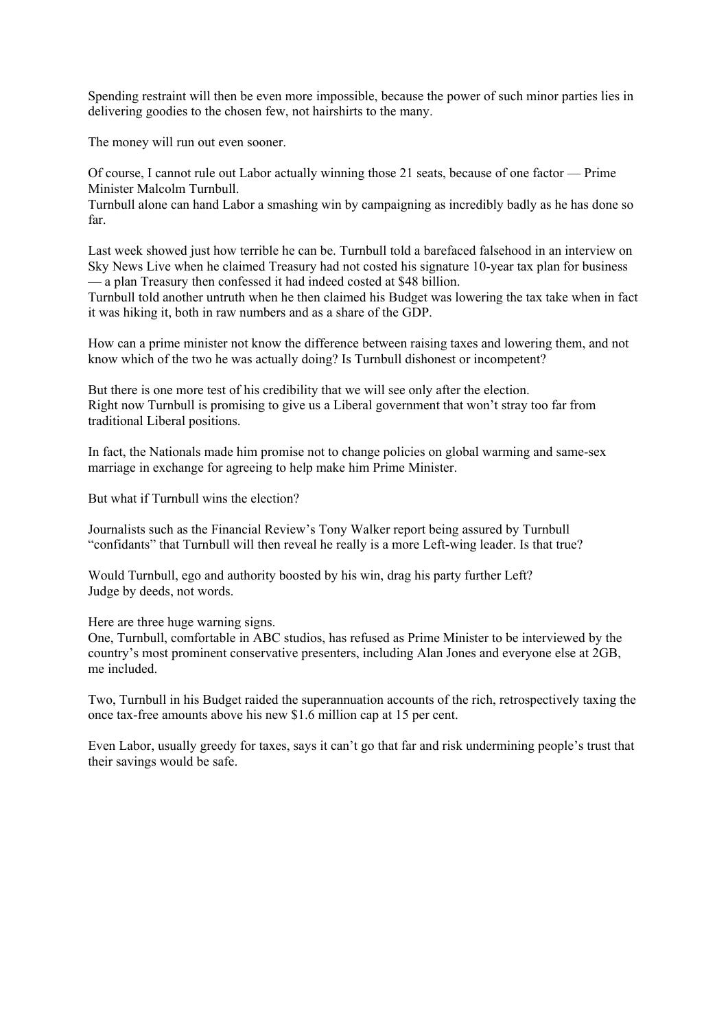Spending restraint will then be even more impossible, because the power of such minor parties lies in delivering goodies to the chosen few, not hairshirts to the many.

The money will run out even sooner.

Of course, I cannot rule out Labor actually winning those 21 seats, because of one factor — Prime Minister Malcolm Turnbull.
Turnbull alone can hand Labor a smashing win by campaigning as incredibly badly as he has done so far.

Last week showed just how terrible he can be. Turnbull told a barefaced falsehood in an interview on Sky News Live when he claimed Treasury had not costed his signature 10-year tax plan for business — a plan Treasury then confessed it had indeed costed at $48 billion.
Turnbull told another untruth when he then claimed his Budget was lowering the tax take when in fact it was hiking it, both in raw numbers and as a share of the GDP.

How can a prime minister not know the difference between raising taxes and lowering them, and not know which of the two he was actually doing? Is Turnbull dishonest or incompetent?

But there is one more test of his credibility that we will see only after the election.
Right now Turnbull is promising to give us a Liberal government that won't stray too far from traditional Liberal positions.

In fact, the Nationals made him promise not to change policies on global warming and same-sex marriage in exchange for agreeing to help make him Prime Minister.

But what if Turnbull wins the election?

Journalists such as the Financial Review's Tony Walker report being assured by Turnbull "confidants" that Turnbull will then reveal he really is a more Left-wing leader. Is that true?

Would Turnbull, ego and authority boosted by his win, drag his party further Left?
Judge by deeds, not words.

Here are three huge warning signs.
One, Turnbull, comfortable in ABC studios, has refused as Prime Minister to be interviewed by the country's most prominent conservative presenters, including Alan Jones and everyone else at 2GB, me included.

Two, Turnbull in his Budget raided the superannuation accounts of the rich, retrospectively taxing the once tax-free amounts above his new $1.6 million cap at 15 per cent.

Even Labor, usually greedy for taxes, says it can't go that far and risk undermining people's trust that their savings would be safe.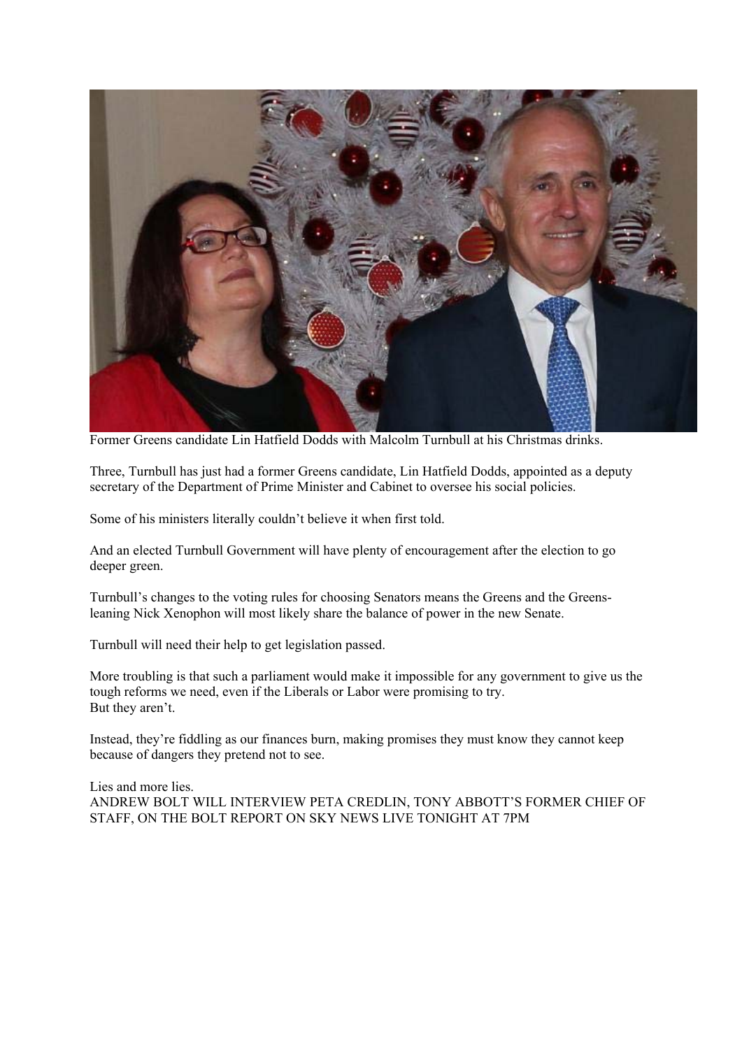Former Greens candidate Lin Hatfield Dodds with Malcolm Turnbull at his Christmas drinks.

Three, Turnbull has just had a former Greens candidate, Lin Hatfield Dodds, appointed as a deputy secretary of the Department of Prime Minister and Cabinet to oversee his social policies.

Some of his ministers literally couldn't believe it when first told.

And an elected Turnbull Government will have plenty of encouragement after the election to go deeper green.

Turnbull's changes to the voting rules for choosing Senators means the Greens and the Greens-leaning Nick Xenophon will most likely share the balance of power in the new Senate.

Turnbull will need their help to get legislation passed.

More troubling is that such a parliament would make it impossible for any government to give us the tough reforms we need, even if the Liberals or Labor were promising to try.
But they aren't.

Instead, they're fiddling as our finances burn, making promises they must know they cannot keep because of dangers they pretend not to see.

Lies and more lies.
ANDREW BOLT WILL INTERVIEW PETA CREDLIN, TONY ABBOTT'S FORMER CHIEF OF STAFF, ON THE BOLT REPORT ON SKY NEWS LIVE TONIGHT AT 7PM